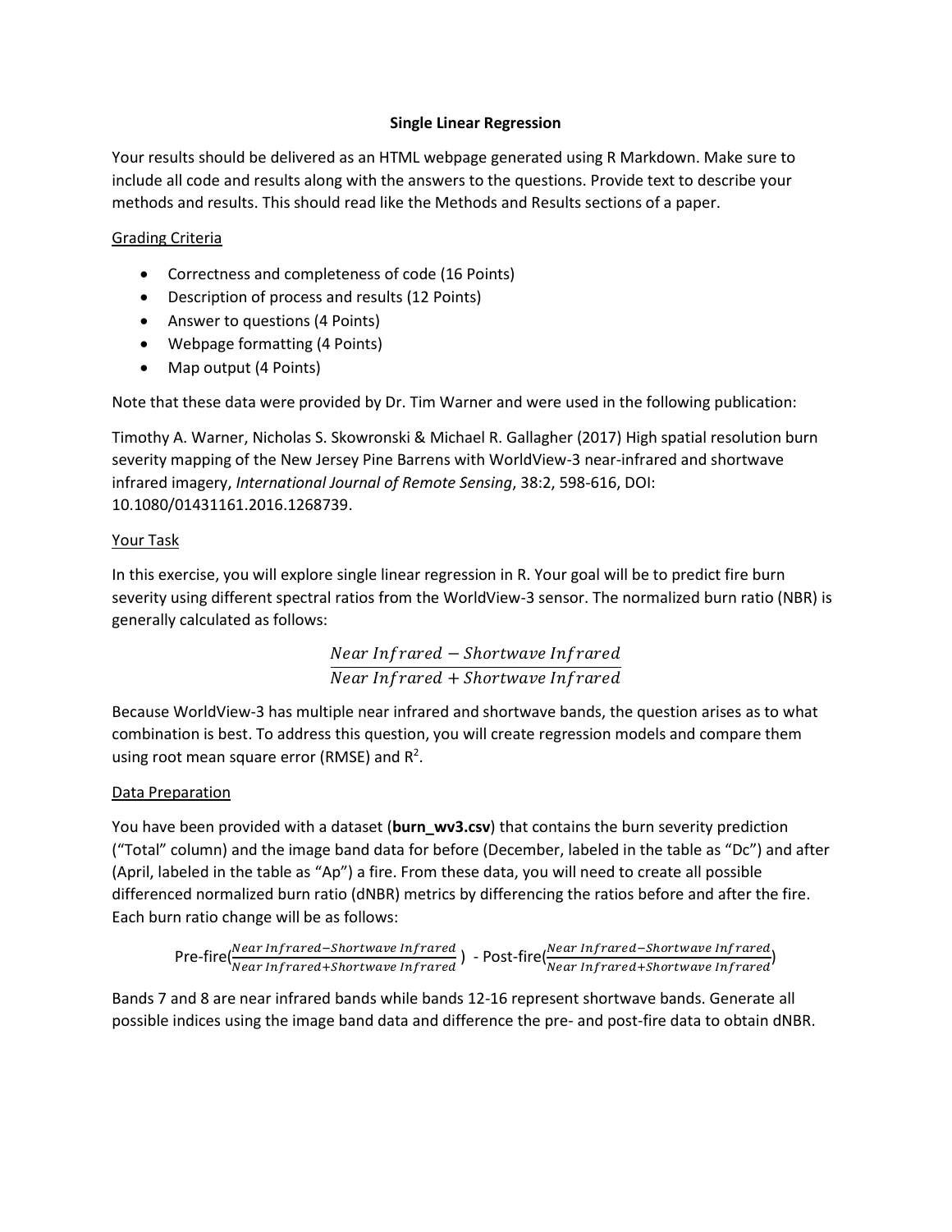# Single Linear Regression

Your results should be delivered as an HTML webpage generated using R Markdown. Make sure to include all code and results along with the answers to the questions. Provide text to describe your methods and results. This should read like the Methods and Results sections of a paper.

## Grading Criteria

- Correctness and completeness of code (16 Points)
- Description of process and results (12 Points)
- Answer to questions (4 Points)
- Webpage formatting (4 Points)
- Map output (4 Points)

Note that these data were provided by Dr. Tim Warner and were used in the following publication:

Timothy A. Warner, Nicholas S. Skowronski & Michael R. Gallagher (2017) High spatial resolution burn severity mapping of the New Jersey Pine Barrens with WorldView-3 near-infrared and shortwave infrared imagery, *International Journal of Remote Sensing*, 38:2, 598-616, DOI: 10.1080/01431161.2016.1268739.

## Your Task

In this exercise, you will explore single linear regression in R. Your goal will be to predict fire burn severity using different spectral ratios from the WorldView-3 sensor. The normalized burn ratio (NBR) is generally calculated as follows:

$$\frac{Near\ Infrared - Shortwave\ Infrared}{Near\ Infrared + Shortwave\ Infrared}$$

Because WorldView-3 has multiple near infrared and shortwave bands, the question arises as to what combination is best. To address this question, you will create regression models and compare them using root mean square error (RMSE) and $R^2$.

## Data Preparation

You have been provided with a dataset (**burn_wv3.csv**) that contains the burn severity prediction ("Total" column) and the image band data for before (December, labeled in the table as "Dc") and after (April, labeled in the table as "Ap") a fire. From these data, you will need to create all possible differenced normalized burn ratio (dNBR) metrics by differencing the ratios before and after the fire. Each burn ratio change will be as follows:

$$\text{Pre-fire}\left(\frac{Near\ Infrared - Shortwave\ Infrared}{Near\ Infrared + Shortwave\ Infrared}\right) - \text{Post-fire}\left(\frac{Near\ Infrared - Shortwave\ Infrared}{Near\ Infrared + Shortwave\ Infrared}\right)$$

Bands 7 and 8 are near infrared bands while bands 12-16 represent shortwave bands. Generate all possible indices using the image band data and difference the pre- and post-fire data to obtain dNBR.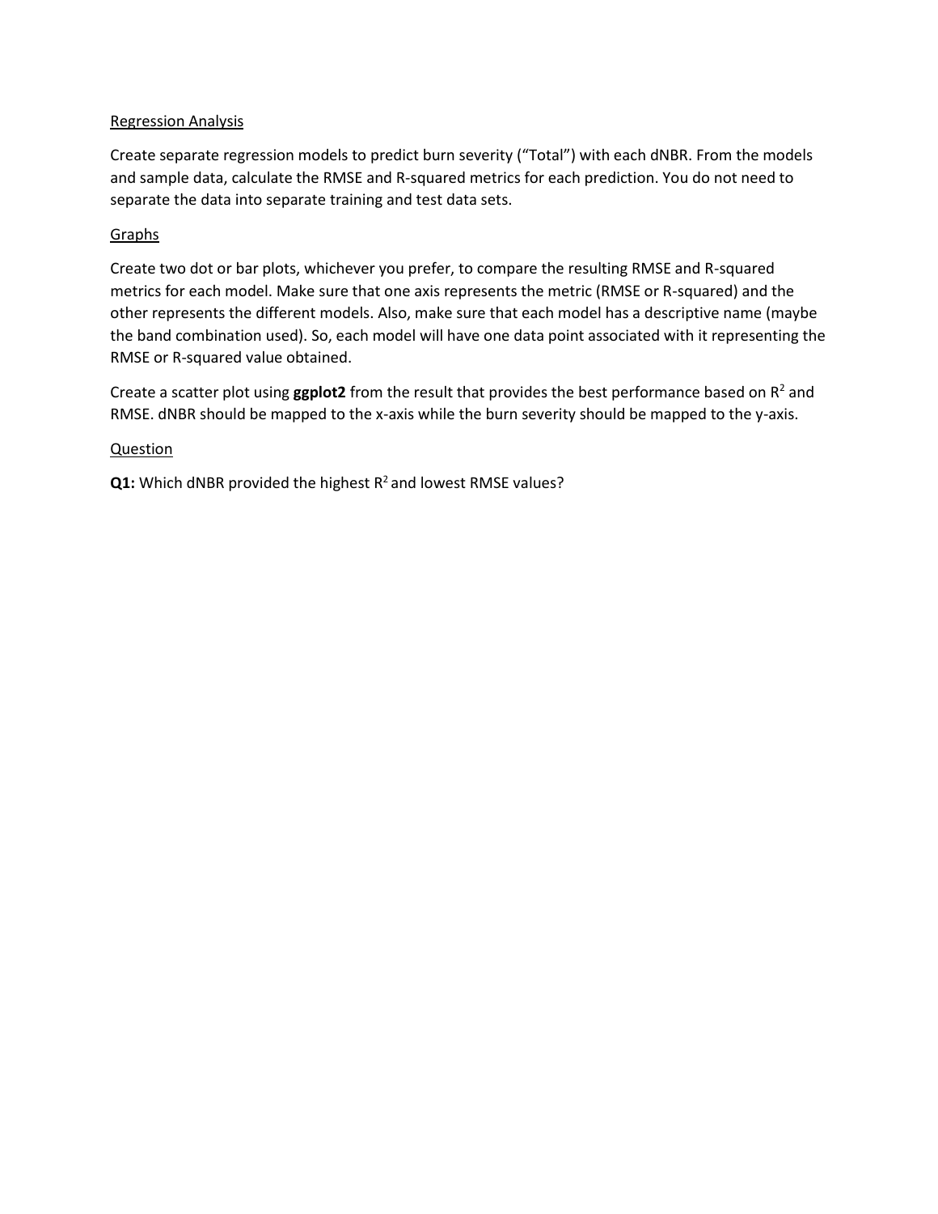Regression Analysis

Create separate regression models to predict burn severity ("Total") with each dNBR. From the models and sample data, calculate the RMSE and R-squared metrics for each prediction. You do not need to separate the data into separate training and test data sets.

Graphs

Create two dot or bar plots, whichever you prefer, to compare the resulting RMSE and R-squared metrics for each model. Make sure that one axis represents the metric (RMSE or R-squared) and the other represents the different models. Also, make sure that each model has a descriptive name (maybe the band combination used). So, each model will have one data point associated with it representing the RMSE or R-squared value obtained.

Create a scatter plot using **ggplot2** from the result that provides the best performance based on $R^2$ and RMSE. dNBR should be mapped to the x-axis while the burn severity should be mapped to the y-axis.

Question

**Q1:** Which dNBR provided the highest $R^2$ and lowest RMSE values?